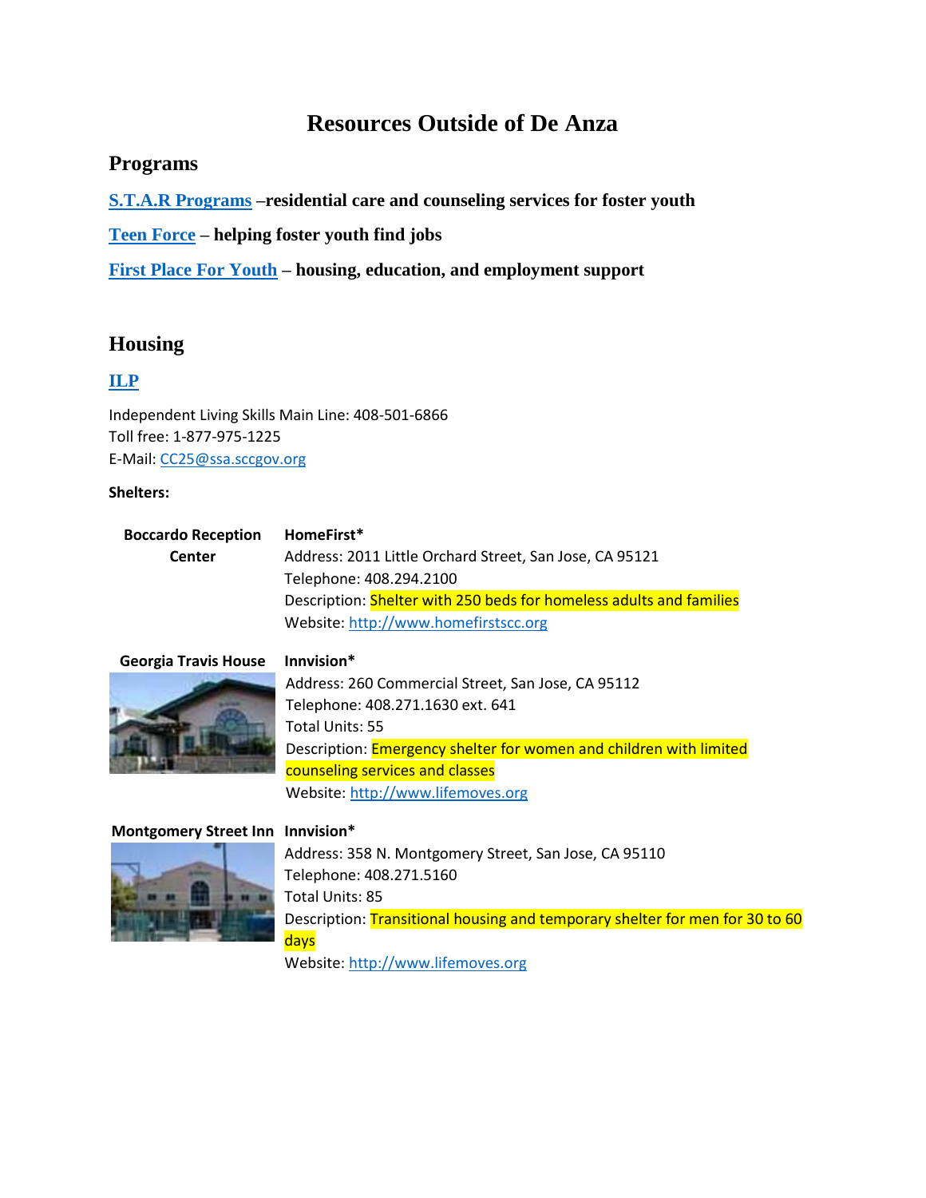# Resources Outside of De Anza

## Programs

**S.T.A.R Programs –residential care and counseling services for foster youth**

**Teen Force – helping foster youth find jobs**

**First Place For Youth – housing, education, and employment support**

## Housing

### ILP

Independent Living Skills Main Line: 408-501-6866
Toll free: 1-877-975-1225
E-Mail: CC25@ssa.sccgov.org

**Shelters:**

**Boccardo Reception Center**

**HomeFirst***
Address: 2011 Little Orchard Street, San Jose, CA 95121
Telephone: 408.294.2100
Description: Shelter with 250 beds for homeless adults and families
Website: http://www.homefirstscc.org

**Georgia Travis House**

**Innvision***
Address: 260 Commercial Street, San Jose, CA 95112
Telephone: 408.271.1630 ext. 641
Total Units: 55
Description: Emergency shelter for women and children with limited counseling services and classes
Website: http://www.lifemoves.org

**Montgomery Street Inn**

**Innvision***
Address: 358 N. Montgomery Street, San Jose, CA 95110
Telephone: 408.271.5160
Total Units: 85
Description: Transitional housing and temporary shelter for men for 30 to 60 days
Website: http://www.lifemoves.org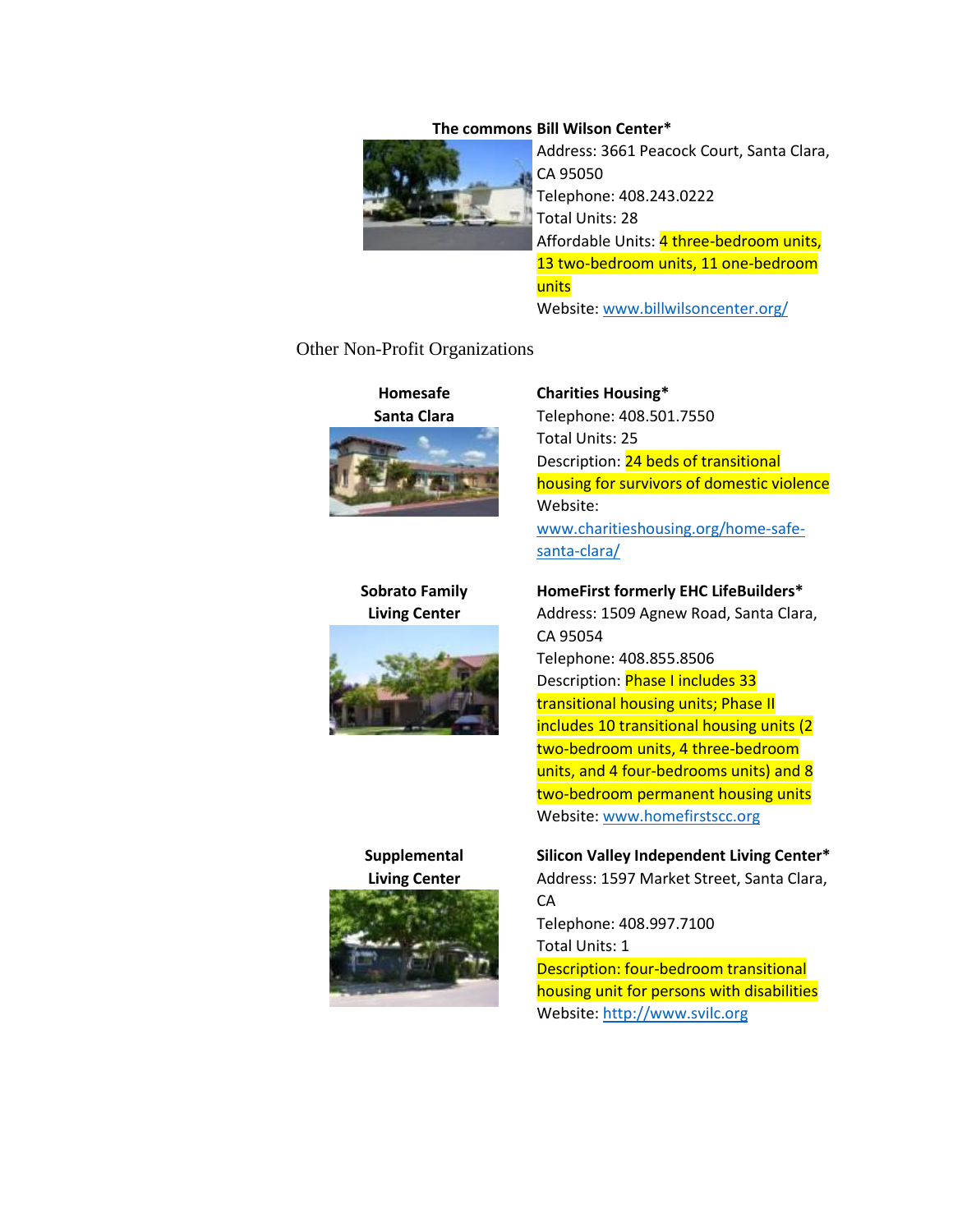**The commons Bill Wilson Center***

Address: 3661 Peacock Court, Santa Clara, CA 95050
Telephone: 408.243.0222
Total Units: 28
Affordable Units: 4 three-bedroom units, 13 two-bedroom units, 11 one-bedroom units
Website: [www.billwilsoncenter.org/](http://www.billwilsoncenter.org/)

## Other Non-Profit Organizations

**Homesafe Santa Clara**

**Charities Housing***
Telephone: 408.501.7550
Total Units: 25
Description: 24 beds of transitional housing for survivors of domestic violence
Website: [www.charitieshousing.org/home-safe-santa-clara/](http://www.charitieshousing.org/home-safe-santa-clara/)

**Sobrato Family Living Center**

**HomeFirst formerly EHC LifeBuilders***
Address: 1509 Agnew Road, Santa Clara, CA 95054
Telephone: 408.855.8506
Description: Phase I includes 33 transitional housing units; Phase II includes 10 transitional housing units (2 two-bedroom units, 4 three-bedroom units, and 4 four-bedrooms units) and 8 two-bedroom permanent housing units
Website: [www.homefirstscc.org](http://www.homefirstscc.org)

**Supplemental Living Center**

**Silicon Valley Independent Living Center***
Address: 1597 Market Street, Santa Clara, CA
Telephone: 408.997.7100
Total Units: 1
Description: four-bedroom transitional housing unit for persons with disabilities
Website: [http://www.svilc.org](http://www.svilc.org)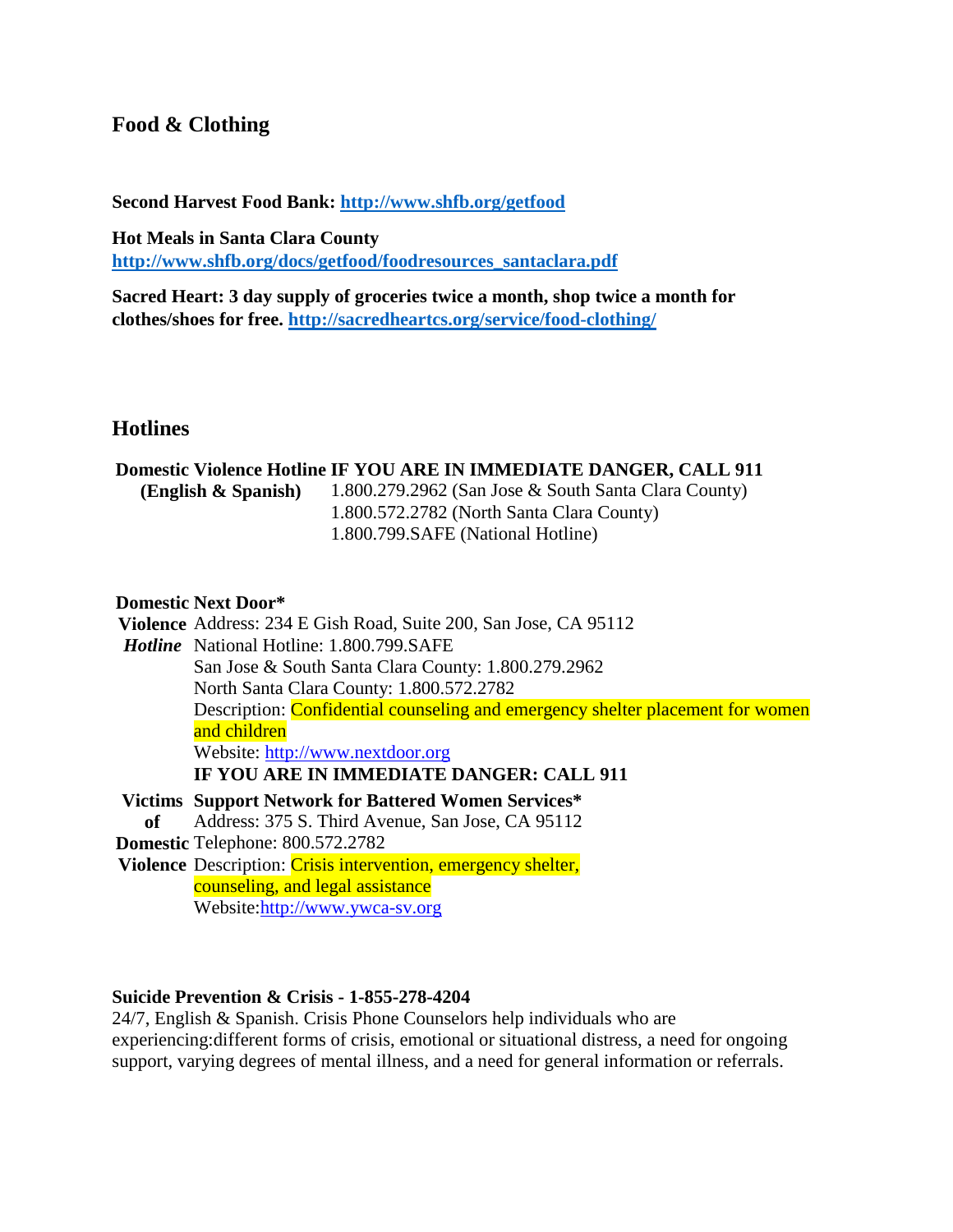## Food & Clothing

**Second Harvest Food Bank: [http://www.shfb.org/getfood](http://www.shfb.org/getfood)**

**Hot Meals in Santa Clara County**
**[http://www.shfb.org/docs/getfood/foodresources_santaclara.pdf](http://www.shfb.org/docs/getfood/foodresources_santaclara.pdf)**

**Sacred Heart: 3 day supply of groceries twice a month, shop twice a month for clothes/shoes for free. [http://sacredheartcs.org/service/food-clothing/](http://sacredheartcs.org/service/food-clothing/)**

## Hotlines

| **Domestic Violence Hotline (English & Spanish)** | **IF YOU ARE IN IMMEDIATE DANGER, CALL 911**<br>1.800.279.2962 (San Jose & South Santa Clara County)<br>1.800.572.2782 (North Santa Clara County)<br>1.800.799.SAFE (National Hotline) |
|---|---|

| **Domestic Violence *Hotline*** | **Next Door***<br>Address: 234 E Gish Road, Suite 200, San Jose, CA 95112<br>National Hotline: 1.800.799.SAFE<br>San Jose & South Santa Clara County: 1.800.279.2962<br>North Santa Clara County: 1.800.572.2782<br>Description: Confidential counseling and emergency shelter placement for women and children<br>Website: [http://www.nextdoor.org](http://www.nextdoor.org)<br>**IF YOU ARE IN IMMEDIATE DANGER: CALL 911** |
|---|---|
| **Victims of Domestic Violence** | **Support Network for Battered Women Services***<br>Address: 375 S. Third Avenue, San Jose, CA 95112<br>Telephone: 800.572.2782<br>Description: Crisis intervention, emergency shelter, counseling, and legal assistance<br>Website: [http://www.ywca-sv.org](http://www.ywca-sv.org) |

**Suicide Prevention & Crisis - 1-855-278-4204**
24/7, English & Spanish. Crisis Phone Counselors help individuals who are experiencing:different forms of crisis, emotional or situational distress, a need for ongoing support, varying degrees of mental illness, and a need for general information or referrals.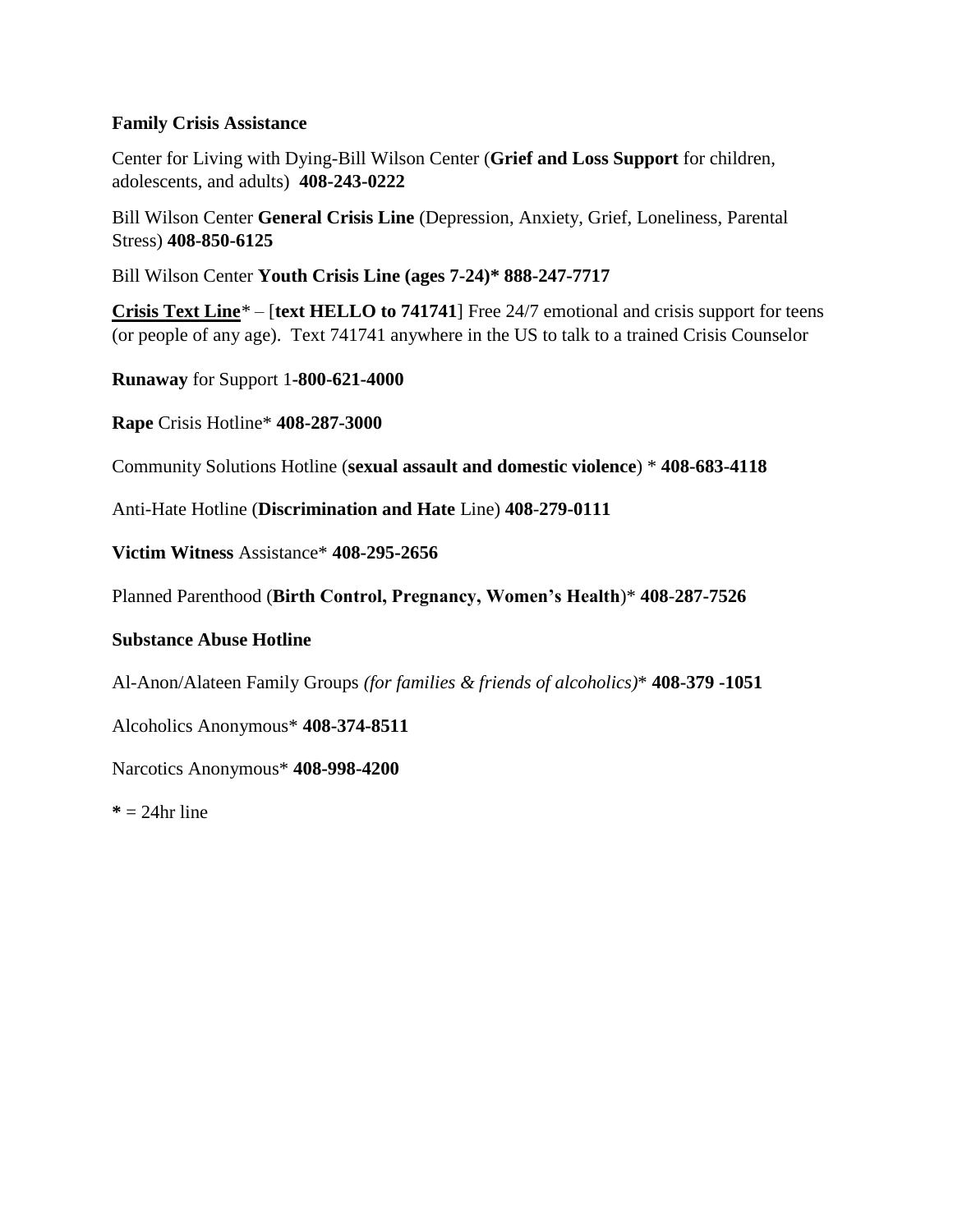**Family Crisis Assistance**

Center for Living with Dying-Bill Wilson Center (**Grief and Loss Support** for children, adolescents, and adults) **408-243-0222**

Bill Wilson Center **General Crisis Line** (Depression, Anxiety, Grief, Loneliness, Parental Stress) **408-850-6125**

Bill Wilson Center **Youth Crisis Line (ages 7-24)* 888-247-7717**

**Crisis Text Line*** – [**text HELLO to 741741**] Free 24/7 emotional and crisis support for teens (or people of any age). Text 741741 anywhere in the US to talk to a trained Crisis Counselor

**Runaway** for Support 1**-800-621-4000**

**Rape** Crisis Hotline* **408-287-3000**

Community Solutions Hotline (**sexual assault and domestic violence**) * **408-683-4118**

Anti-Hate Hotline (**Discrimination and Hate** Line) **408-279-0111**

**Victim Witness** Assistance* **408-295-2656**

Planned Parenthood (**Birth Control, Pregnancy, Women's Health**)* **408-287-7526**

**Substance Abuse Hotline**

Al-Anon/Alateen Family Groups *(for families & friends of alcoholics)** **408-379 -1051**

Alcoholics Anonymous* **408-374-8511**

Narcotics Anonymous* **408-998-4200**

**\*** = 24hr line